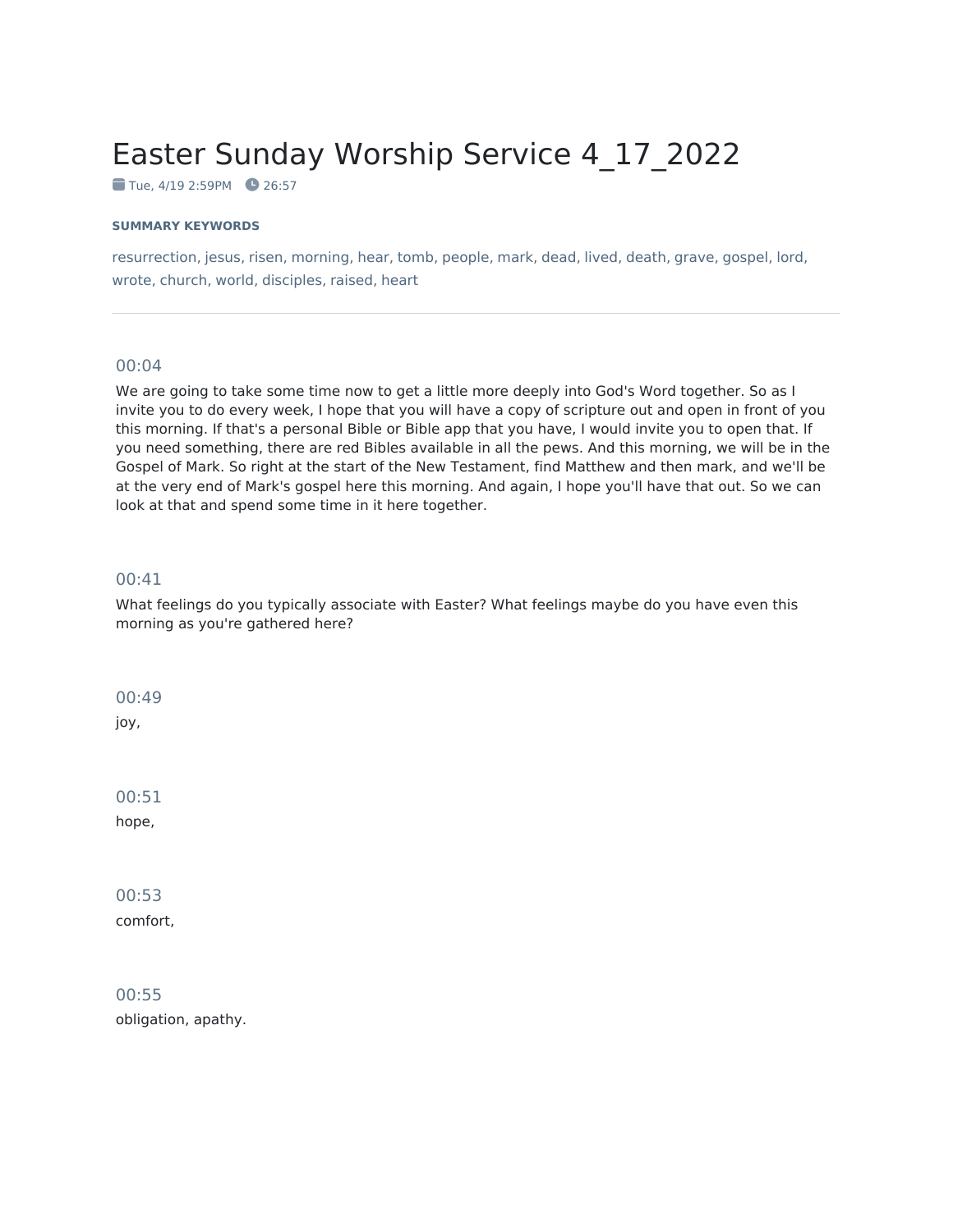# Easter Sunday Worship Service 4_17_2022

Tue, 4/19 2:59PM   26:57

**SUMMARY KEYWORDS**

resurrection, jesus, risen, morning, hear, tomb, people, mark, dead, lived, death, grave, gospel, lord, wrote, church, world, disciples, raised, heart

---

00:04

We are going to take some time now to get a little more deeply into God's Word together. So as I invite you to do every week, I hope that you will have a copy of scripture out and open in front of you this morning. If that's a personal Bible or Bible app that you have, I would invite you to open that. If you need something, there are red Bibles available in all the pews. And this morning, we will be in the Gospel of Mark. So right at the start of the New Testament, find Matthew and then mark, and we'll be at the very end of Mark's gospel here this morning. And again, I hope you'll have that out. So we can look at that and spend some time in it here together.

00:41

What feelings do you typically associate with Easter? What feelings maybe do you have even this morning as you're gathered here?

00:49

joy,

00:51

hope,

00:53

comfort,

00:55

obligation, apathy.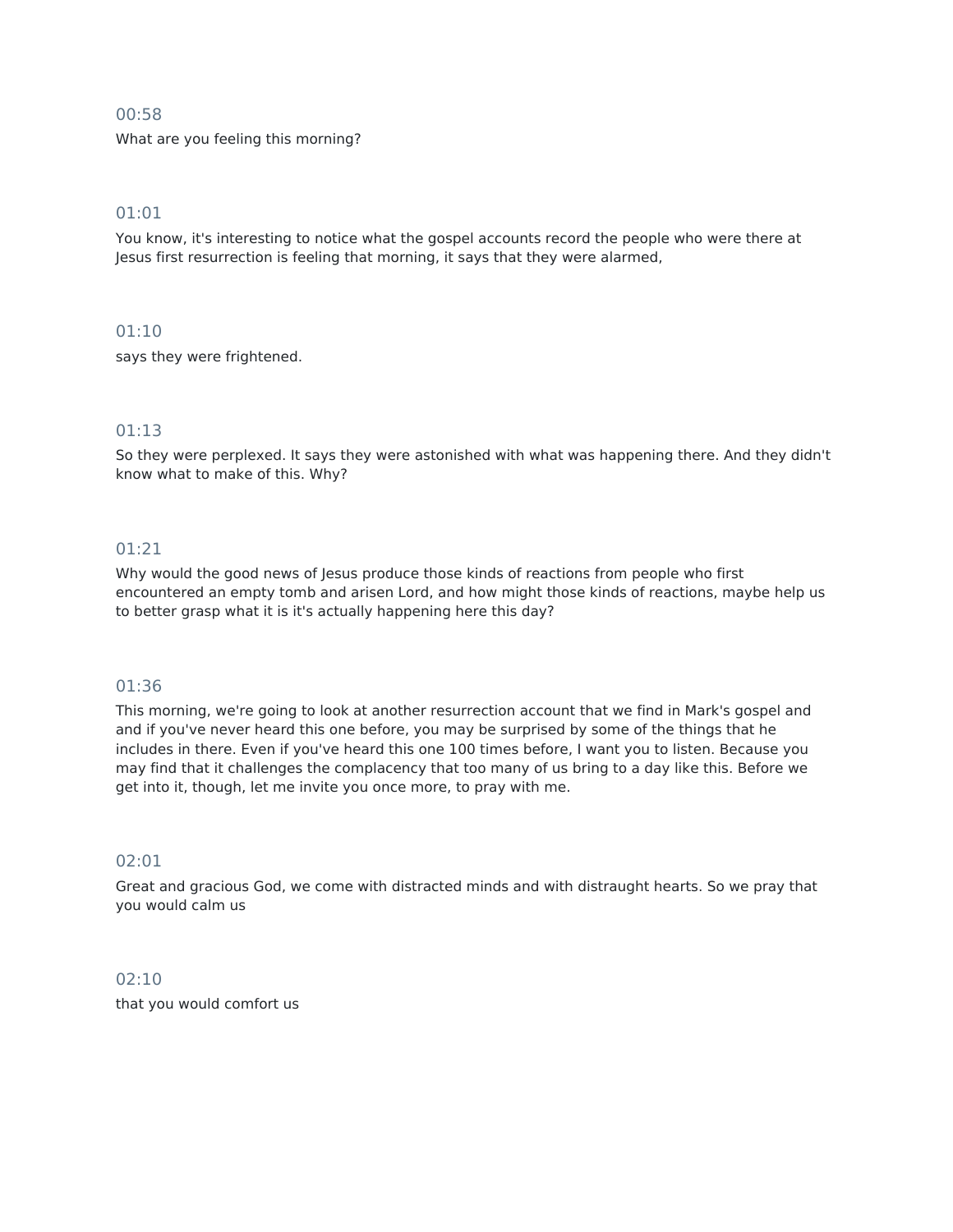00:58

What are you feeling this morning?

01:01

You know, it's interesting to notice what the gospel accounts record the people who were there at Jesus first resurrection is feeling that morning, it says that they were alarmed,

01:10

says they were frightened.

01:13

So they were perplexed. It says they were astonished with what was happening there. And they didn't know what to make of this. Why?

01:21

Why would the good news of Jesus produce those kinds of reactions from people who first encountered an empty tomb and arisen Lord, and how might those kinds of reactions, maybe help us to better grasp what it is it's actually happening here this day?

01:36

This morning, we're going to look at another resurrection account that we find in Mark's gospel and and if you've never heard this one before, you may be surprised by some of the things that he includes in there. Even if you've heard this one 100 times before, I want you to listen. Because you may find that it challenges the complacency that too many of us bring to a day like this. Before we get into it, though, let me invite you once more, to pray with me.

02:01

Great and gracious God, we come with distracted minds and with distraught hearts. So we pray that you would calm us

02:10

that you would comfort us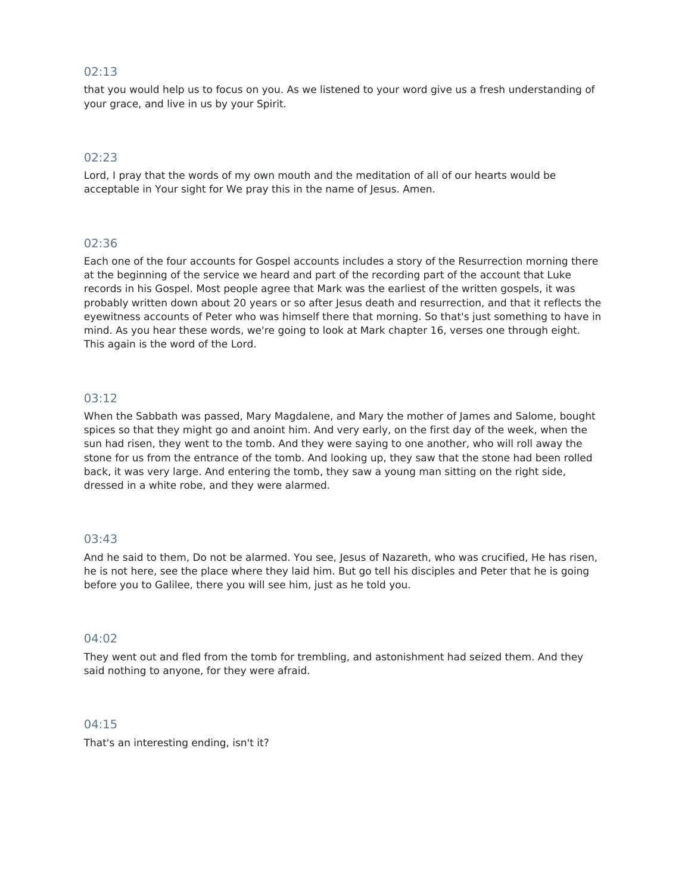02:13

that you would help us to focus on you. As we listened to your word give us a fresh understanding of your grace, and live in us by your Spirit.

02:23

Lord, I pray that the words of my own mouth and the meditation of all of our hearts would be acceptable in Your sight for We pray this in the name of Jesus. Amen.

02:36

Each one of the four accounts for Gospel accounts includes a story of the Resurrection morning there at the beginning of the service we heard and part of the recording part of the account that Luke records in his Gospel. Most people agree that Mark was the earliest of the written gospels, it was probably written down about 20 years or so after Jesus death and resurrection, and that it reflects the eyewitness accounts of Peter who was himself there that morning. So that's just something to have in mind. As you hear these words, we're going to look at Mark chapter 16, verses one through eight. This again is the word of the Lord.

03:12

When the Sabbath was passed, Mary Magdalene, and Mary the mother of James and Salome, bought spices so that they might go and anoint him. And very early, on the first day of the week, when the sun had risen, they went to the tomb. And they were saying to one another, who will roll away the stone for us from the entrance of the tomb. And looking up, they saw that the stone had been rolled back, it was very large. And entering the tomb, they saw a young man sitting on the right side, dressed in a white robe, and they were alarmed.

03:43

And he said to them, Do not be alarmed. You see, Jesus of Nazareth, who was crucified, He has risen, he is not here, see the place where they laid him. But go tell his disciples and Peter that he is going before you to Galilee, there you will see him, just as he told you.

04:02

They went out and fled from the tomb for trembling, and astonishment had seized them. And they said nothing to anyone, for they were afraid.

04:15

That's an interesting ending, isn't it?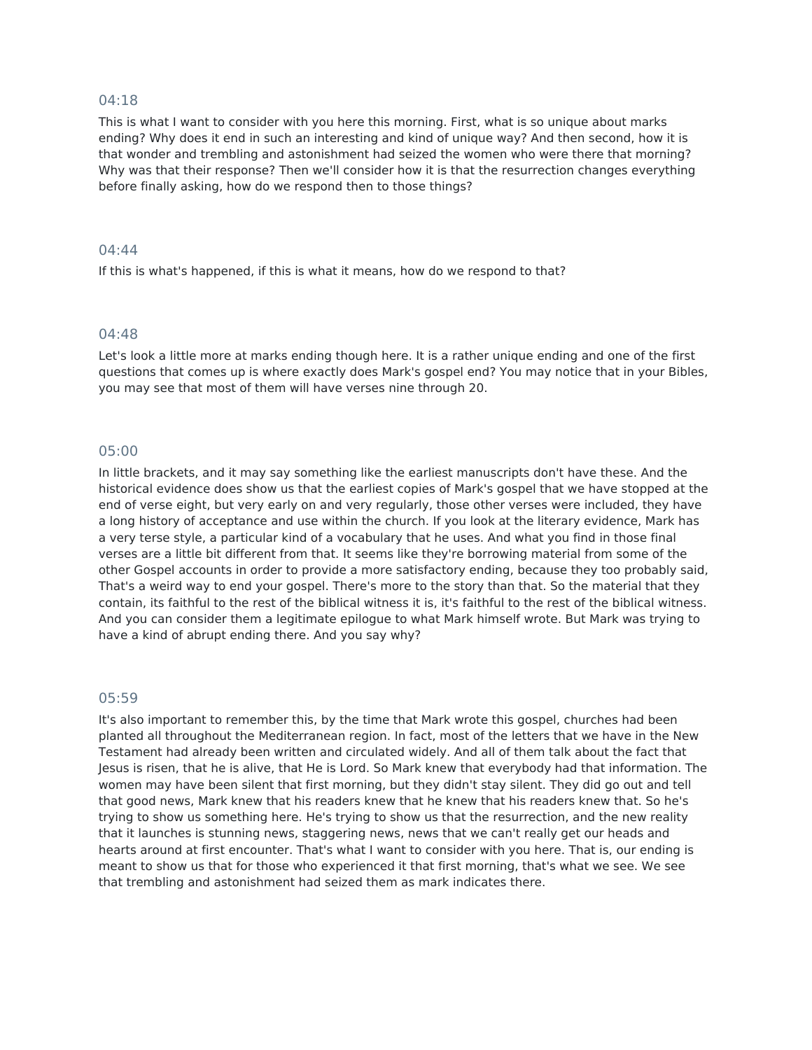04:18

This is what I want to consider with you here this morning. First, what is so unique about marks ending? Why does it end in such an interesting and kind of unique way? And then second, how it is that wonder and trembling and astonishment had seized the women who were there that morning? Why was that their response? Then we'll consider how it is that the resurrection changes everything before finally asking, how do we respond then to those things?

04:44

If this is what's happened, if this is what it means, how do we respond to that?

04:48

Let's look a little more at marks ending though here. It is a rather unique ending and one of the first questions that comes up is where exactly does Mark's gospel end? You may notice that in your Bibles, you may see that most of them will have verses nine through 20.

05:00

In little brackets, and it may say something like the earliest manuscripts don't have these. And the historical evidence does show us that the earliest copies of Mark's gospel that we have stopped at the end of verse eight, but very early on and very regularly, those other verses were included, they have a long history of acceptance and use within the church. If you look at the literary evidence, Mark has a very terse style, a particular kind of a vocabulary that he uses. And what you find in those final verses are a little bit different from that. It seems like they're borrowing material from some of the other Gospel accounts in order to provide a more satisfactory ending, because they too probably said, That's a weird way to end your gospel. There's more to the story than that. So the material that they contain, its faithful to the rest of the biblical witness it is, it's faithful to the rest of the biblical witness. And you can consider them a legitimate epilogue to what Mark himself wrote. But Mark was trying to have a kind of abrupt ending there. And you say why?

05:59

It's also important to remember this, by the time that Mark wrote this gospel, churches had been planted all throughout the Mediterranean region. In fact, most of the letters that we have in the New Testament had already been written and circulated widely. And all of them talk about the fact that Jesus is risen, that he is alive, that He is Lord. So Mark knew that everybody had that information. The women may have been silent that first morning, but they didn't stay silent. They did go out and tell that good news, Mark knew that his readers knew that he knew that his readers knew that. So he's trying to show us something here. He's trying to show us that the resurrection, and the new reality that it launches is stunning news, staggering news, news that we can't really get our heads and hearts around at first encounter. That's what I want to consider with you here. That is, our ending is meant to show us that for those who experienced it that first morning, that's what we see. We see that trembling and astonishment had seized them as mark indicates there.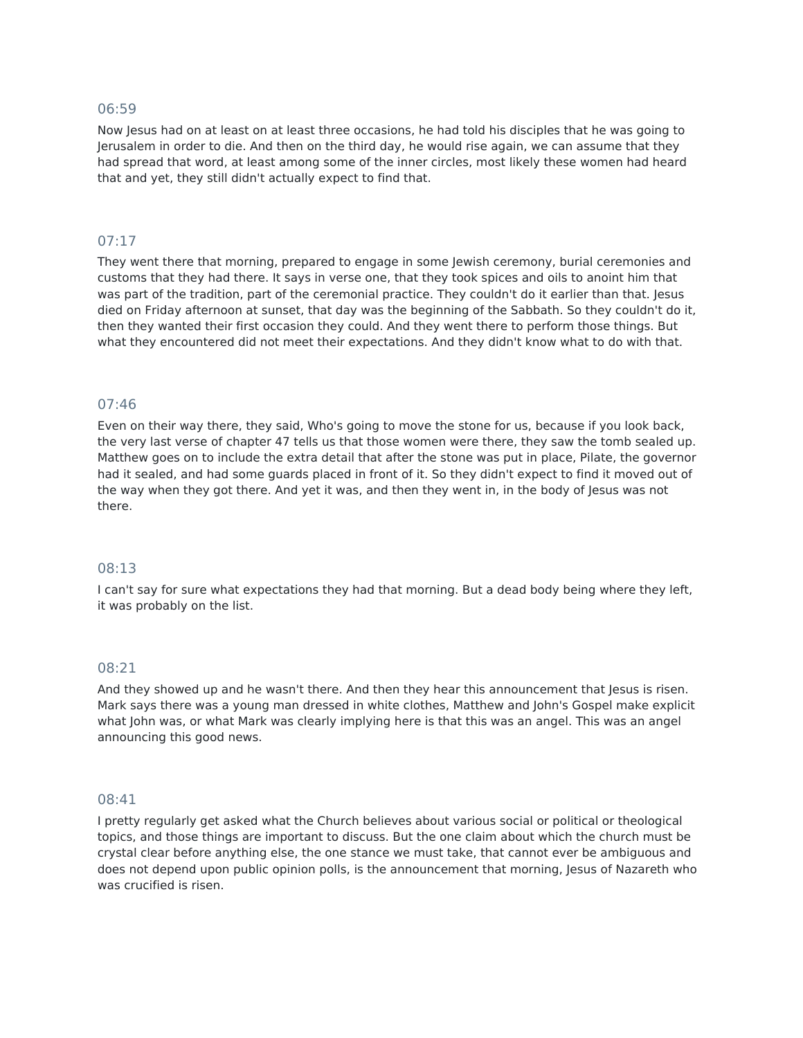06:59

Now Jesus had on at least on at least three occasions, he had told his disciples that he was going to Jerusalem in order to die. And then on the third day, he would rise again, we can assume that they had spread that word, at least among some of the inner circles, most likely these women had heard that and yet, they still didn't actually expect to find that.

07:17

They went there that morning, prepared to engage in some Jewish ceremony, burial ceremonies and customs that they had there. It says in verse one, that they took spices and oils to anoint him that was part of the tradition, part of the ceremonial practice. They couldn't do it earlier than that. Jesus died on Friday afternoon at sunset, that day was the beginning of the Sabbath. So they couldn't do it, then they wanted their first occasion they could. And they went there to perform those things. But what they encountered did not meet their expectations. And they didn't know what to do with that.

07:46

Even on their way there, they said, Who's going to move the stone for us, because if you look back, the very last verse of chapter 47 tells us that those women were there, they saw the tomb sealed up. Matthew goes on to include the extra detail that after the stone was put in place, Pilate, the governor had it sealed, and had some guards placed in front of it. So they didn't expect to find it moved out of the way when they got there. And yet it was, and then they went in, in the body of Jesus was not there.

08:13

I can't say for sure what expectations they had that morning. But a dead body being where they left, it was probably on the list.

08:21

And they showed up and he wasn't there. And then they hear this announcement that Jesus is risen. Mark says there was a young man dressed in white clothes, Matthew and John's Gospel make explicit what John was, or what Mark was clearly implying here is that this was an angel. This was an angel announcing this good news.

08:41

I pretty regularly get asked what the Church believes about various social or political or theological topics, and those things are important to discuss. But the one claim about which the church must be crystal clear before anything else, the one stance we must take, that cannot ever be ambiguous and does not depend upon public opinion polls, is the announcement that morning, Jesus of Nazareth who was crucified is risen.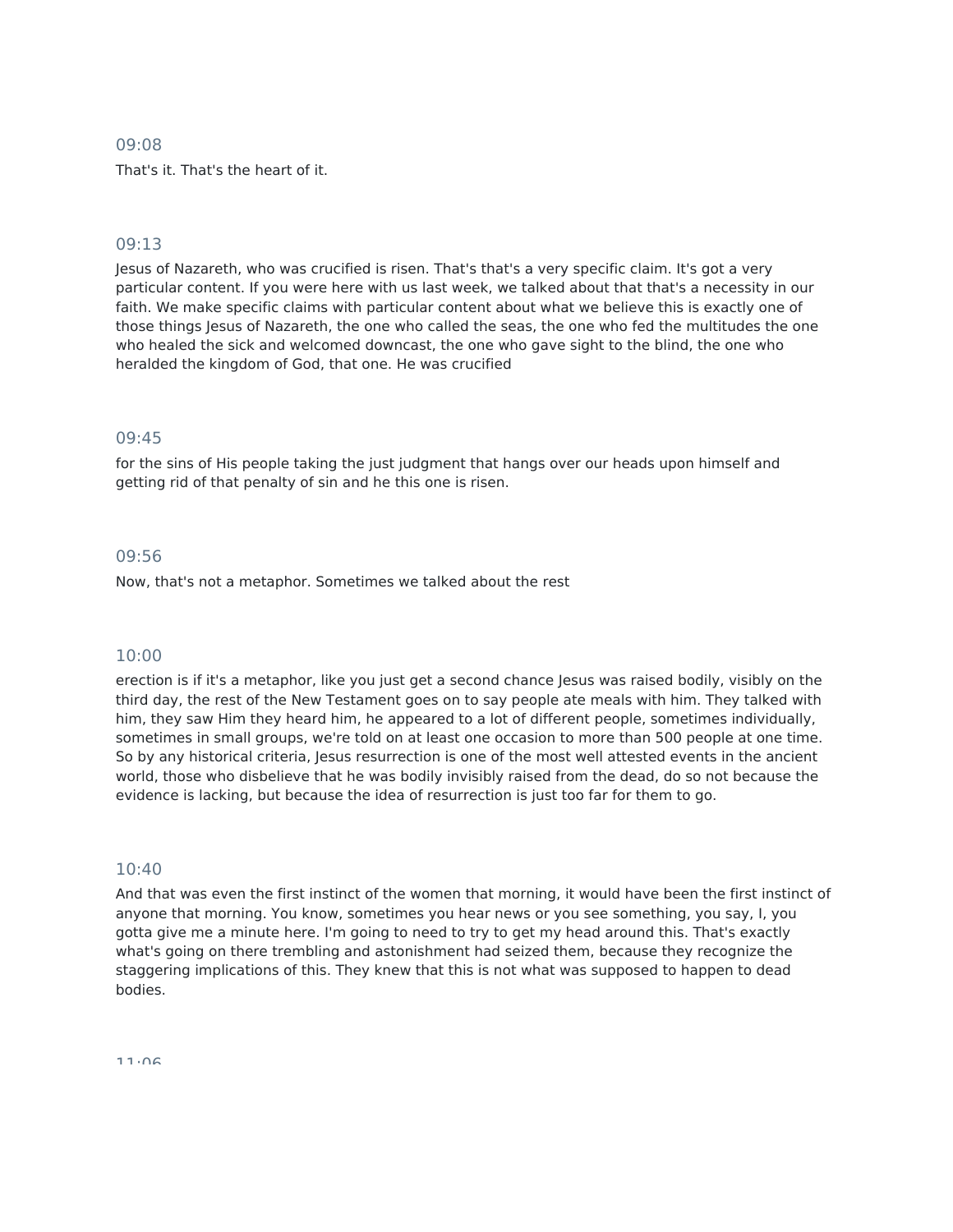09:08

That's it. That's the heart of it.

09:13

Jesus of Nazareth, who was crucified is risen. That's that's a very specific claim. It's got a very particular content. If you were here with us last week, we talked about that that's a necessity in our faith. We make specific claims with particular content about what we believe this is exactly one of those things Jesus of Nazareth, the one who called the seas, the one who fed the multitudes the one who healed the sick and welcomed downcast, the one who gave sight to the blind, the one who heralded the kingdom of God, that one. He was crucified

09:45

for the sins of His people taking the just judgment that hangs over our heads upon himself and getting rid of that penalty of sin and he this one is risen.

09:56

Now, that's not a metaphor. Sometimes we talked about the rest

10:00

erection is if it's a metaphor, like you just get a second chance Jesus was raised bodily, visibly on the third day, the rest of the New Testament goes on to say people ate meals with him. They talked with him, they saw Him they heard him, he appeared to a lot of different people, sometimes individually, sometimes in small groups, we're told on at least one occasion to more than 500 people at one time. So by any historical criteria, Jesus resurrection is one of the most well attested events in the ancient world, those who disbelieve that he was bodily invisibly raised from the dead, do so not because the evidence is lacking, but because the idea of resurrection is just too far for them to go.

10:40

And that was even the first instinct of the women that morning, it would have been the first instinct of anyone that morning. You know, sometimes you hear news or you see something, you say, I, you gotta give me a minute here. I'm going to need to try to get my head around this. That's exactly what's going on there trembling and astonishment had seized them, because they recognize the staggering implications of this. They knew that this is not what was supposed to happen to dead bodies.

11:06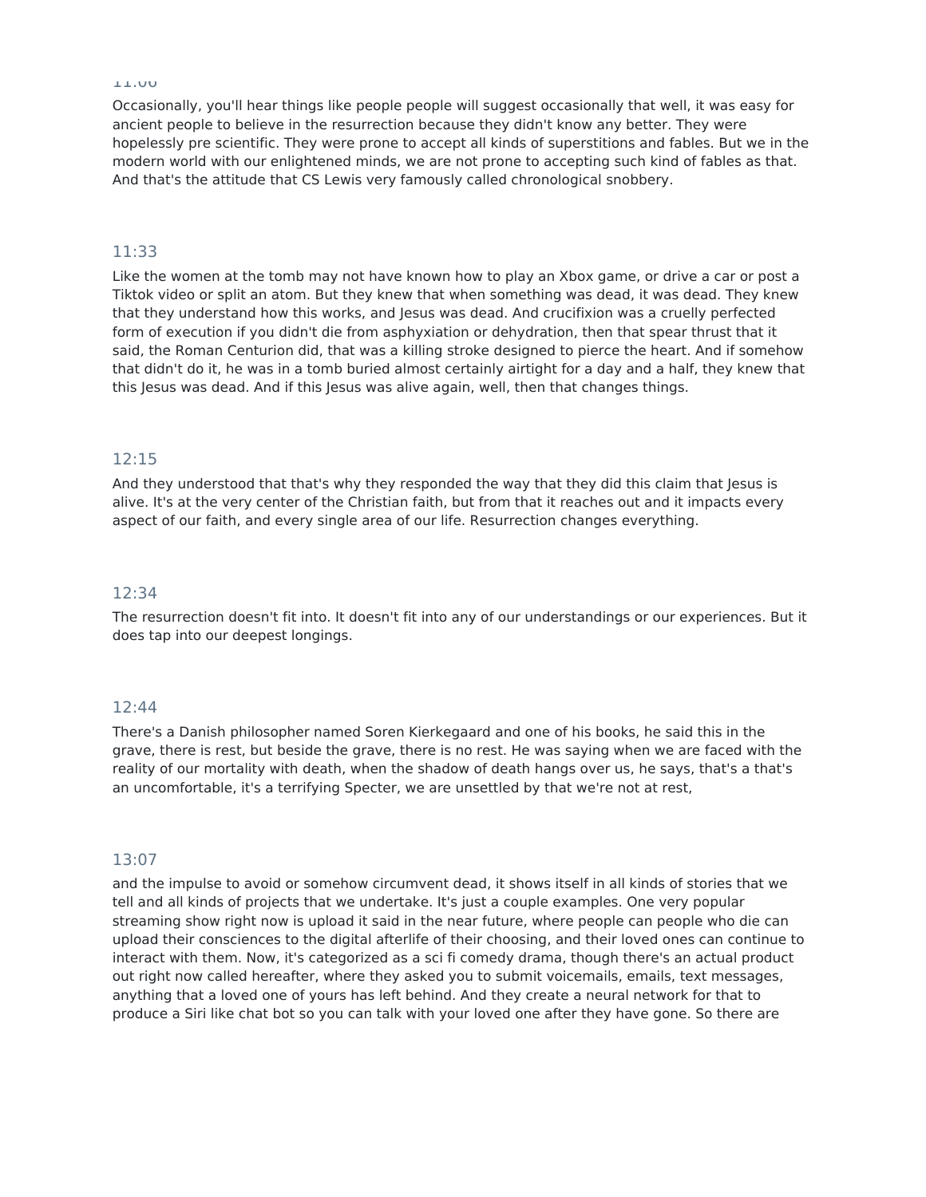11:06

Occasionally, you'll hear things like people people will suggest occasionally that well, it was easy for ancient people to believe in the resurrection because they didn't know any better. They were hopelessly pre scientific. They were prone to accept all kinds of superstitions and fables. But we in the modern world with our enlightened minds, we are not prone to accepting such kind of fables as that. And that's the attitude that CS Lewis very famously called chronological snobbery.

11:33

Like the women at the tomb may not have known how to play an Xbox game, or drive a car or post a Tiktok video or split an atom. But they knew that when something was dead, it was dead. They knew that they understand how this works, and Jesus was dead. And crucifixion was a cruelly perfected form of execution if you didn't die from asphyxiation or dehydration, then that spear thrust that it said, the Roman Centurion did, that was a killing stroke designed to pierce the heart. And if somehow that didn't do it, he was in a tomb buried almost certainly airtight for a day and a half, they knew that this Jesus was dead. And if this Jesus was alive again, well, then that changes things.

12:15

And they understood that that's why they responded the way that they did this claim that Jesus is alive. It's at the very center of the Christian faith, but from that it reaches out and it impacts every aspect of our faith, and every single area of our life. Resurrection changes everything.

12:34

The resurrection doesn't fit into. It doesn't fit into any of our understandings or our experiences. But it does tap into our deepest longings.

12:44

There's a Danish philosopher named Soren Kierkegaard and one of his books, he said this in the grave, there is rest, but beside the grave, there is no rest. He was saying when we are faced with the reality of our mortality with death, when the shadow of death hangs over us, he says, that's a that's an uncomfortable, it's a terrifying Specter, we are unsettled by that we're not at rest,

13:07

and the impulse to avoid or somehow circumvent dead, it shows itself in all kinds of stories that we tell and all kinds of projects that we undertake. It's just a couple examples. One very popular streaming show right now is upload it said in the near future, where people can people who die can upload their consciences to the digital afterlife of their choosing, and their loved ones can continue to interact with them. Now, it's categorized as a sci fi comedy drama, though there's an actual product out right now called hereafter, where they asked you to submit voicemails, emails, text messages, anything that a loved one of yours has left behind. And they create a neural network for that to produce a Siri like chat bot so you can talk with your loved one after they have gone. So there are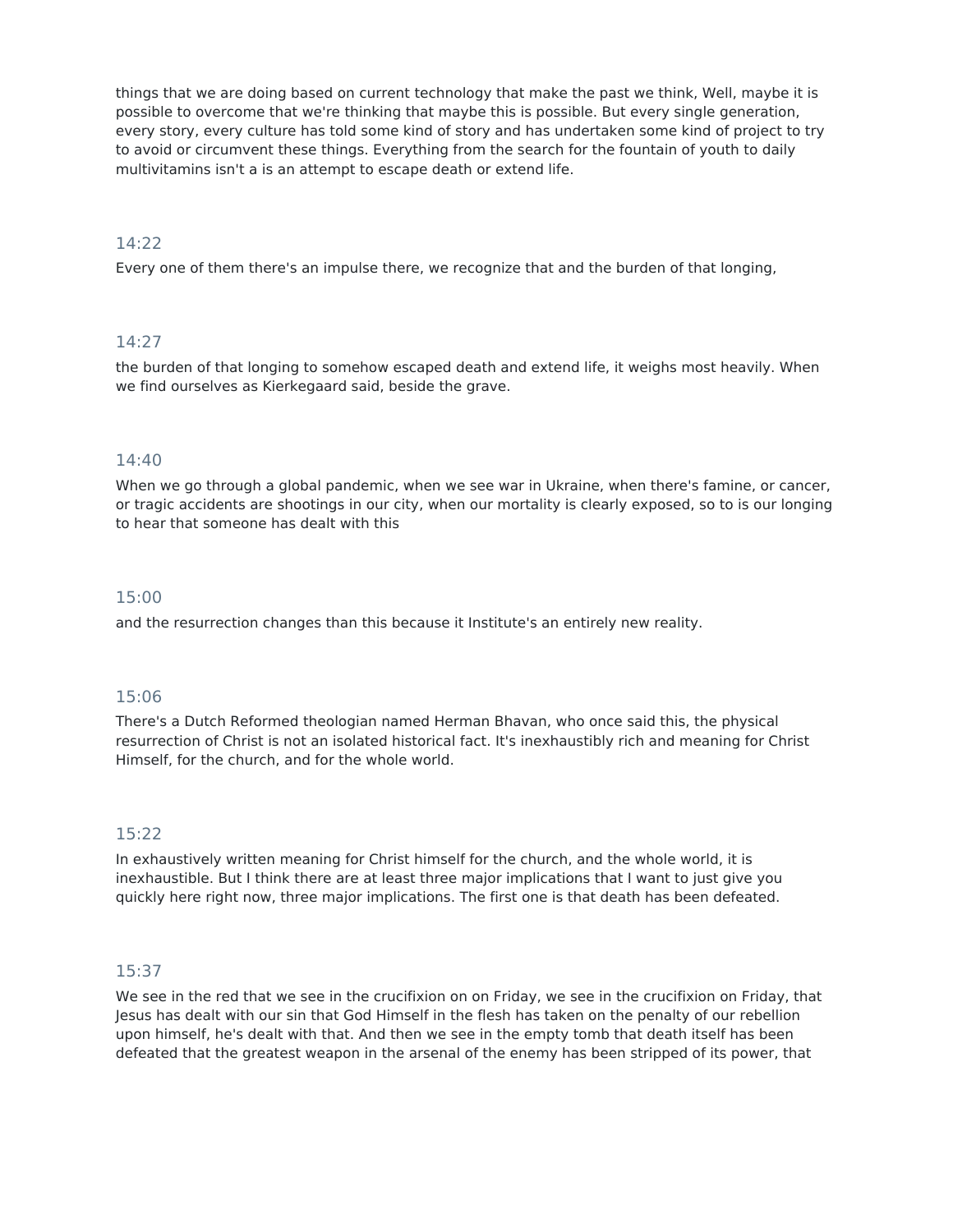things that we are doing based on current technology that make the past we think, Well, maybe it is possible to overcome that we're thinking that maybe this is possible. But every single generation, every story, every culture has told some kind of story and has undertaken some kind of project to try to avoid or circumvent these things. Everything from the search for the fountain of youth to daily multivitamins isn't a is an attempt to escape death or extend life.

14:22

Every one of them there's an impulse there, we recognize that and the burden of that longing,

14:27

the burden of that longing to somehow escaped death and extend life, it weighs most heavily. When we find ourselves as Kierkegaard said, beside the grave.

14:40

When we go through a global pandemic, when we see war in Ukraine, when there's famine, or cancer, or tragic accidents are shootings in our city, when our mortality is clearly exposed, so to is our longing to hear that someone has dealt with this

15:00

and the resurrection changes than this because it Institute's an entirely new reality.

15:06

There's a Dutch Reformed theologian named Herman Bhavan, who once said this, the physical resurrection of Christ is not an isolated historical fact. It's inexhaustibly rich and meaning for Christ Himself, for the church, and for the whole world.

15:22

In exhaustively written meaning for Christ himself for the church, and the whole world, it is inexhaustible. But I think there are at least three major implications that I want to just give you quickly here right now, three major implications. The first one is that death has been defeated.

15:37

We see in the red that we see in the crucifixion on on Friday, we see in the crucifixion on Friday, that Jesus has dealt with our sin that God Himself in the flesh has taken on the penalty of our rebellion upon himself, he's dealt with that. And then we see in the empty tomb that death itself has been defeated that the greatest weapon in the arsenal of the enemy has been stripped of its power, that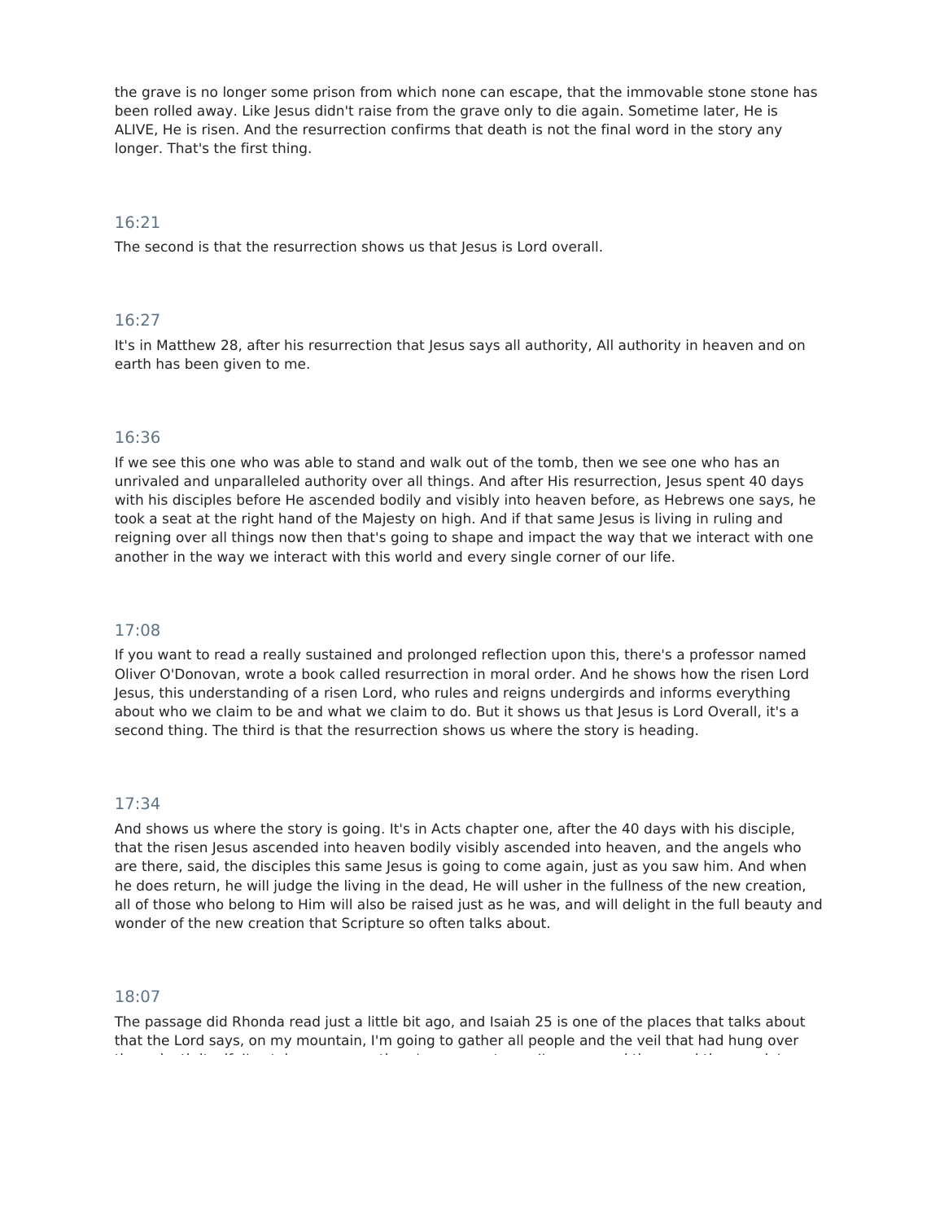the grave is no longer some prison from which none can escape, that the immovable stone stone has been rolled away. Like Jesus didn't raise from the grave only to die again. Sometime later, He is ALIVE, He is risen. And the resurrection confirms that death is not the final word in the story any longer. That's the first thing.

16:21

The second is that the resurrection shows us that Jesus is Lord overall.

16:27

It's in Matthew 28, after his resurrection that Jesus says all authority, All authority in heaven and on earth has been given to me.

16:36

If we see this one who was able to stand and walk out of the tomb, then we see one who has an unrivaled and unparalleled authority over all things. And after His resurrection, Jesus spent 40 days with his disciples before He ascended bodily and visibly into heaven before, as Hebrews one says, he took a seat at the right hand of the Majesty on high. And if that same Jesus is living in ruling and reigning over all things now then that's going to shape and impact the way that we interact with one another in the way we interact with this world and every single corner of our life.

17:08

If you want to read a really sustained and prolonged reflection upon this, there's a professor named Oliver O'Donovan, wrote a book called resurrection in moral order. And he shows how the risen Lord Jesus, this understanding of a risen Lord, who rules and reigns undergirds and informs everything about who we claim to be and what we claim to do. But it shows us that Jesus is Lord Overall, it's a second thing. The third is that the resurrection shows us where the story is heading.

17:34

And shows us where the story is going. It's in Acts chapter one, after the 40 days with his disciple, that the risen Jesus ascended into heaven bodily visibly ascended into heaven, and the angels who are there, said, the disciples this same Jesus is going to come again, just as you saw him. And when he does return, he will judge the living in the dead, He will usher in the fullness of the new creation, all of those who belong to Him will also be raised just as he was, and will delight in the full beauty and wonder of the new creation that Scripture so often talks about.

18:07

The passage did Rhonda read just a little bit ago, and Isaiah 25 is one of the places that talks about that the Lord says, on my mountain, I'm going to gather all people and the veil that had hung over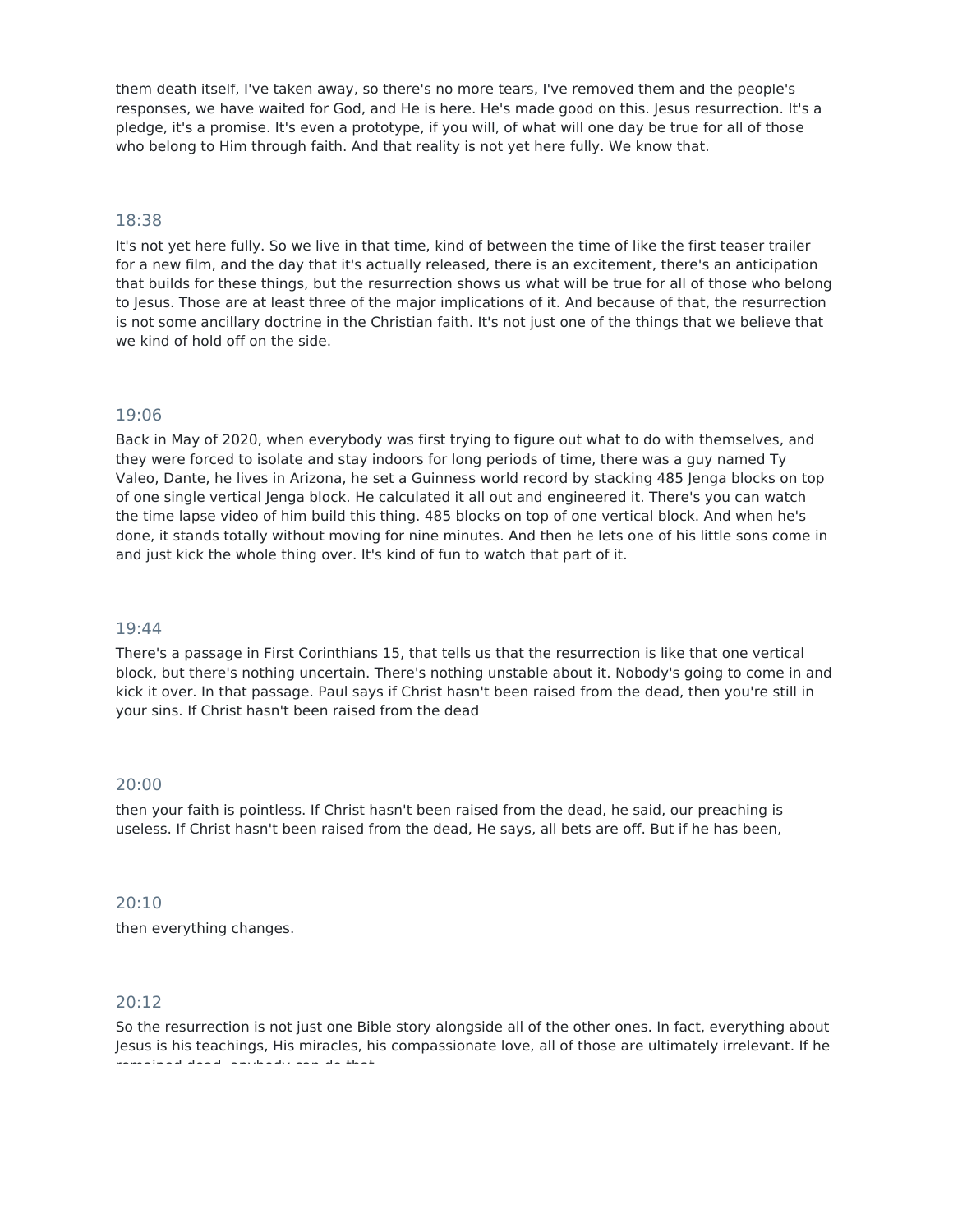them death itself, I've taken away, so there's no more tears, I've removed them and the people's responses, we have waited for God, and He is here. He's made good on this. Jesus resurrection. It's a pledge, it's a promise. It's even a prototype, if you will, of what will one day be true for all of those who belong to Him through faith. And that reality is not yet here fully. We know that.

18:38

It's not yet here fully. So we live in that time, kind of between the time of like the first teaser trailer for a new film, and the day that it's actually released, there is an excitement, there's an anticipation that builds for these things, but the resurrection shows us what will be true for all of those who belong to Jesus. Those are at least three of the major implications of it. And because of that, the resurrection is not some ancillary doctrine in the Christian faith. It's not just one of the things that we believe that we kind of hold off on the side.

19:06

Back in May of 2020, when everybody was first trying to figure out what to do with themselves, and they were forced to isolate and stay indoors for long periods of time, there was a guy named Ty Valeo, Dante, he lives in Arizona, he set a Guinness world record by stacking 485 Jenga blocks on top of one single vertical Jenga block. He calculated it all out and engineered it. There's you can watch the time lapse video of him build this thing. 485 blocks on top of one vertical block. And when he's done, it stands totally without moving for nine minutes. And then he lets one of his little sons come in and just kick the whole thing over. It's kind of fun to watch that part of it.

19:44

There's a passage in First Corinthians 15, that tells us that the resurrection is like that one vertical block, but there's nothing uncertain. There's nothing unstable about it. Nobody's going to come in and kick it over. In that passage. Paul says if Christ hasn't been raised from the dead, then you're still in your sins. If Christ hasn't been raised from the dead

20:00

then your faith is pointless. If Christ hasn't been raised from the dead, he said, our preaching is useless. If Christ hasn't been raised from the dead, He says, all bets are off. But if he has been,

20:10

then everything changes.

20:12

So the resurrection is not just one Bible story alongside all of the other ones. In fact, everything about Jesus is his teachings, His miracles, his compassionate love, all of those are ultimately irrelevant. If he remained dead, anybody can do that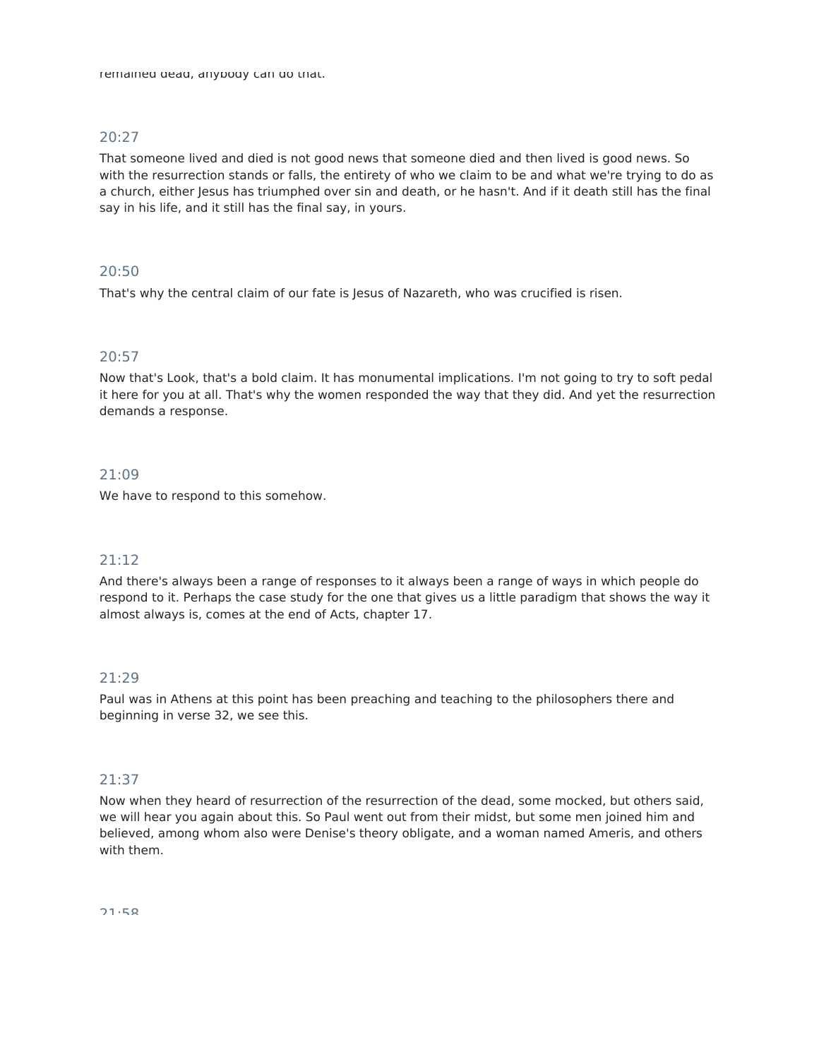remained dead, anybody can do that.

20:27

That someone lived and died is not good news that someone died and then lived is good news. So with the resurrection stands or falls, the entirety of who we claim to be and what we're trying to do as a church, either Jesus has triumphed over sin and death, or he hasn't. And if it death still has the final say in his life, and it still has the final say, in yours.

20:50

That's why the central claim of our fate is Jesus of Nazareth, who was crucified is risen.

20:57

Now that's Look, that's a bold claim. It has monumental implications. I'm not going to try to soft pedal it here for you at all. That's why the women responded the way that they did. And yet the resurrection demands a response.

21:09

We have to respond to this somehow.

21:12

And there's always been a range of responses to it always been a range of ways in which people do respond to it. Perhaps the case study for the one that gives us a little paradigm that shows the way it almost always is, comes at the end of Acts, chapter 17.

21:29

Paul was in Athens at this point has been preaching and teaching to the philosophers there and beginning in verse 32, we see this.

21:37

Now when they heard of resurrection of the resurrection of the dead, some mocked, but others said, we will hear you again about this. So Paul went out from their midst, but some men joined him and believed, among whom also were Denise's theory obligate, and a woman named Ameris, and others with them.

21:58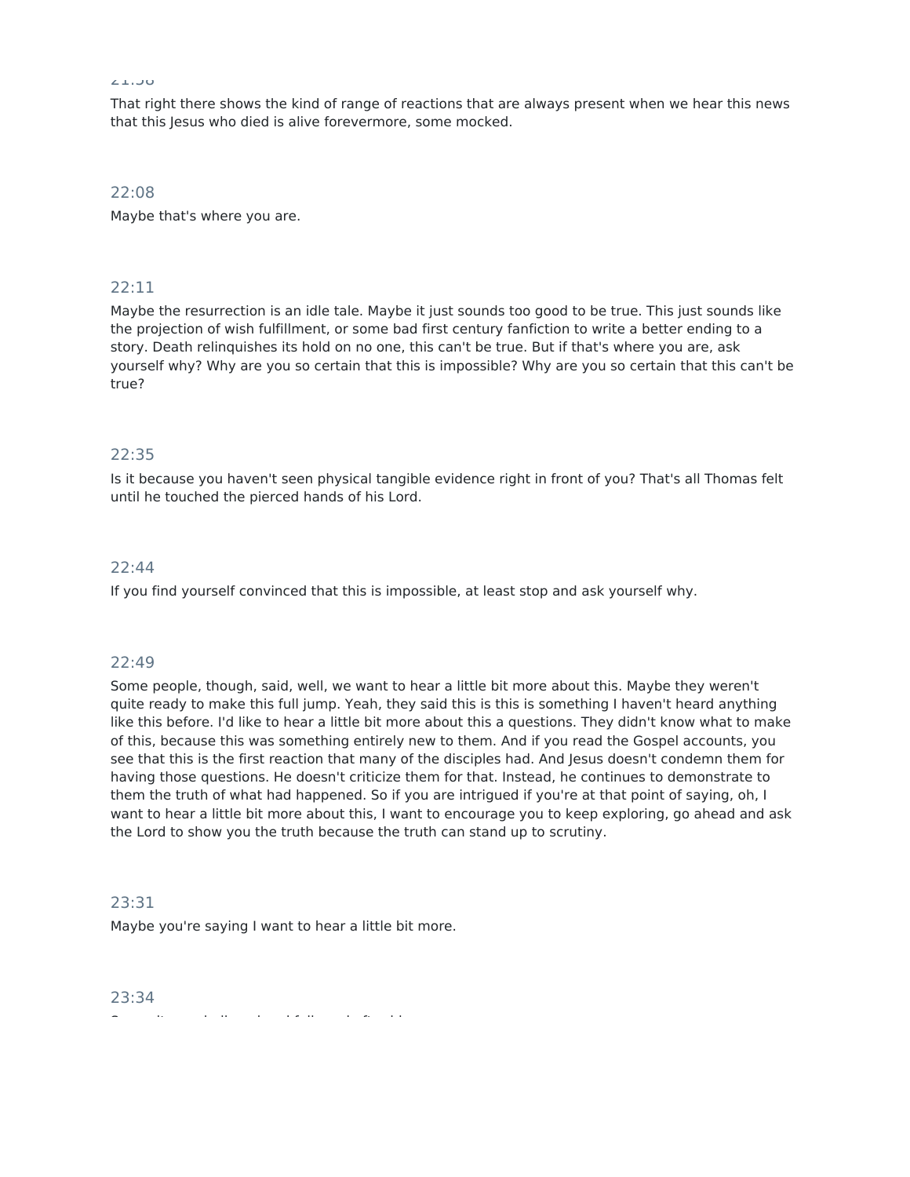That right there shows the kind of range of reactions that are always present when we hear this news that this Jesus who died is alive forevermore, some mocked.

22:08

Maybe that's where you are.

22:11

Maybe the resurrection is an idle tale. Maybe it just sounds too good to be true. This just sounds like the projection of wish fulfillment, or some bad first century fanfiction to write a better ending to a story. Death relinquishes its hold on no one, this can't be true. But if that's where you are, ask yourself why? Why are you so certain that this is impossible? Why are you so certain that this can't be true?

22:35

Is it because you haven't seen physical tangible evidence right in front of you? That's all Thomas felt until he touched the pierced hands of his Lord.

22:44

If you find yourself convinced that this is impossible, at least stop and ask yourself why.

22:49

Some people, though, said, well, we want to hear a little bit more about this. Maybe they weren't quite ready to make this full jump. Yeah, they said this is this is something I haven't heard anything like this before. I'd like to hear a little bit more about this a questions. They didn't know what to make of this, because this was something entirely new to them. And if you read the Gospel accounts, you see that this is the first reaction that many of the disciples had. And Jesus doesn't condemn them for having those questions. He doesn't criticize them for that. Instead, he continues to demonstrate to them the truth of what had happened. So if you are intrigued if you're at that point of saying, oh, I want to hear a little bit more about this, I want to encourage you to keep exploring, go ahead and ask the Lord to show you the truth because the truth can stand up to scrutiny.

23:31

Maybe you're saying I want to hear a little bit more.

23:34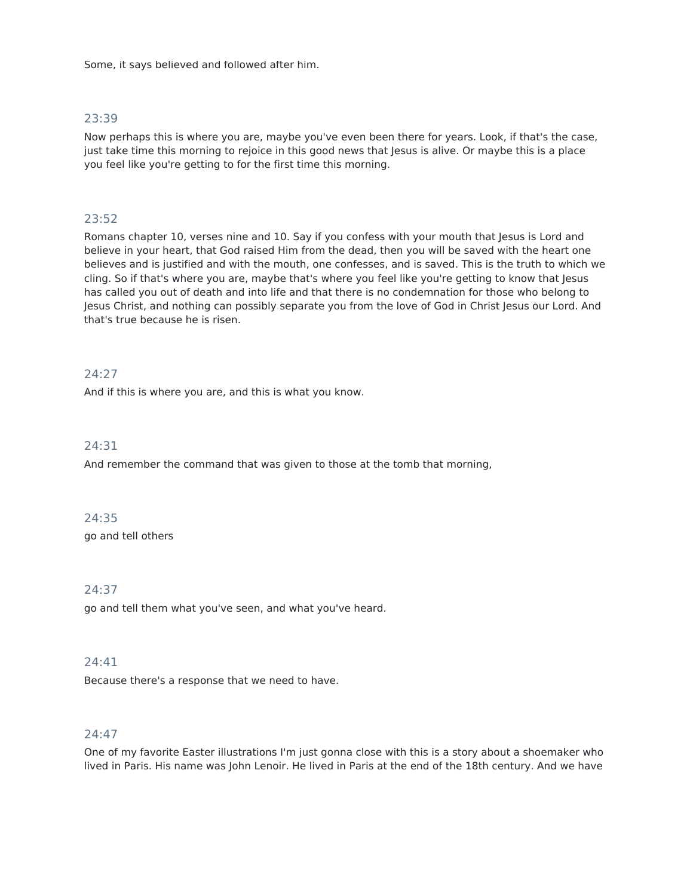Some, it says believed and followed after him.

23:39

Now perhaps this is where you are, maybe you've even been there for years. Look, if that's the case, just take time this morning to rejoice in this good news that Jesus is alive. Or maybe this is a place you feel like you're getting to for the first time this morning.

23:52

Romans chapter 10, verses nine and 10. Say if you confess with your mouth that Jesus is Lord and believe in your heart, that God raised Him from the dead, then you will be saved with the heart one believes and is justified and with the mouth, one confesses, and is saved. This is the truth to which we cling. So if that's where you are, maybe that's where you feel like you're getting to know that Jesus has called you out of death and into life and that there is no condemnation for those who belong to Jesus Christ, and nothing can possibly separate you from the love of God in Christ Jesus our Lord. And that's true because he is risen.

24:27

And if this is where you are, and this is what you know.

24:31

And remember the command that was given to those at the tomb that morning,

24:35

go and tell others

24:37

go and tell them what you've seen, and what you've heard.

24:41

Because there's a response that we need to have.

24:47

One of my favorite Easter illustrations I'm just gonna close with this is a story about a shoemaker who lived in Paris. His name was John Lenoir. He lived in Paris at the end of the 18th century. And we have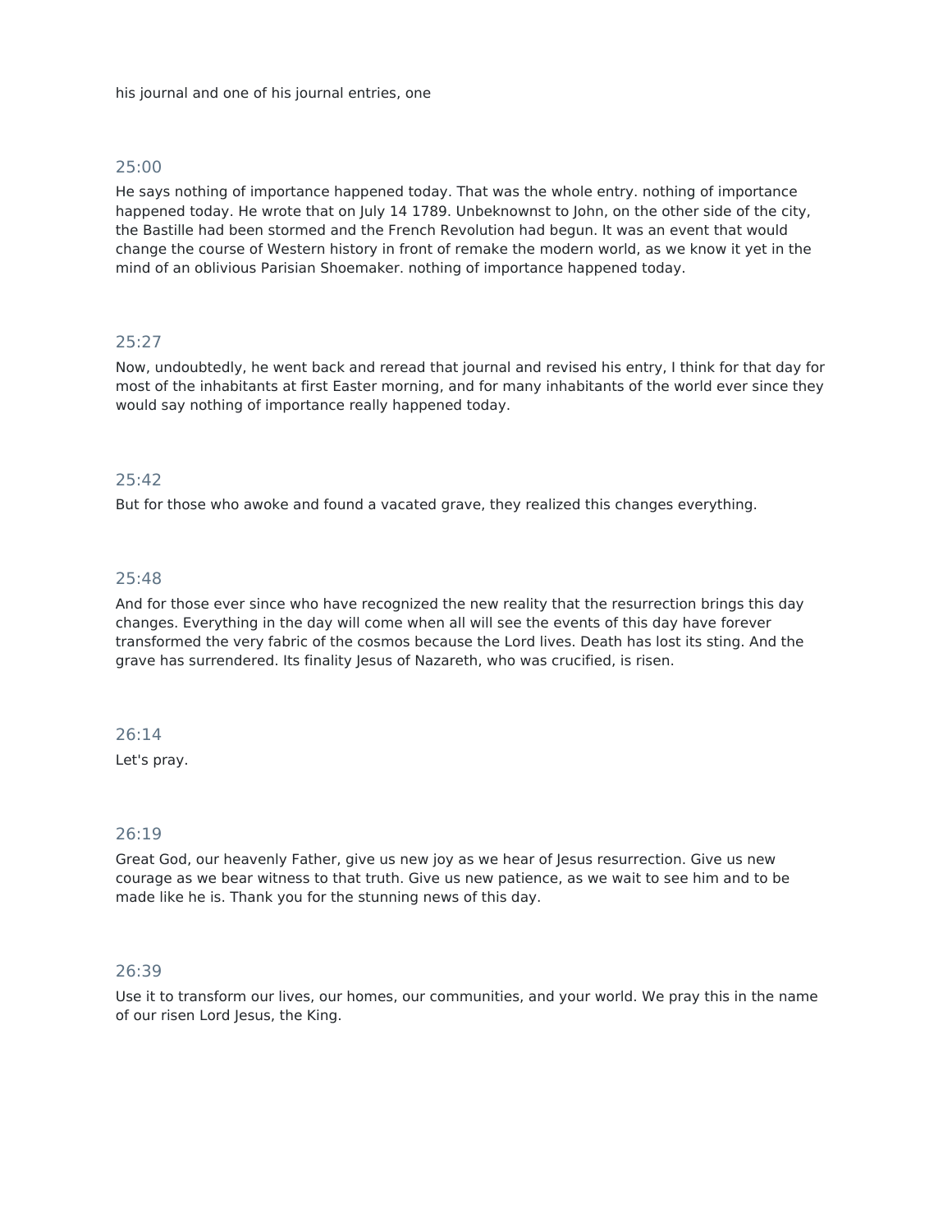his journal and one of his journal entries, one

25:00

He says nothing of importance happened today. That was the whole entry. nothing of importance happened today. He wrote that on July 14 1789. Unbeknownst to John, on the other side of the city, the Bastille had been stormed and the French Revolution had begun. It was an event that would change the course of Western history in front of remake the modern world, as we know it yet in the mind of an oblivious Parisian Shoemaker. nothing of importance happened today.

25:27

Now, undoubtedly, he went back and reread that journal and revised his entry, I think for that day for most of the inhabitants at first Easter morning, and for many inhabitants of the world ever since they would say nothing of importance really happened today.

25:42

But for those who awoke and found a vacated grave, they realized this changes everything.

25:48

And for those ever since who have recognized the new reality that the resurrection brings this day changes. Everything in the day will come when all will see the events of this day have forever transformed the very fabric of the cosmos because the Lord lives. Death has lost its sting. And the grave has surrendered. Its finality Jesus of Nazareth, who was crucified, is risen.

26:14

Let's pray.

26:19

Great God, our heavenly Father, give us new joy as we hear of Jesus resurrection. Give us new courage as we bear witness to that truth. Give us new patience, as we wait to see him and to be made like he is. Thank you for the stunning news of this day.

26:39

Use it to transform our lives, our homes, our communities, and your world. We pray this in the name of our risen Lord Jesus, the King.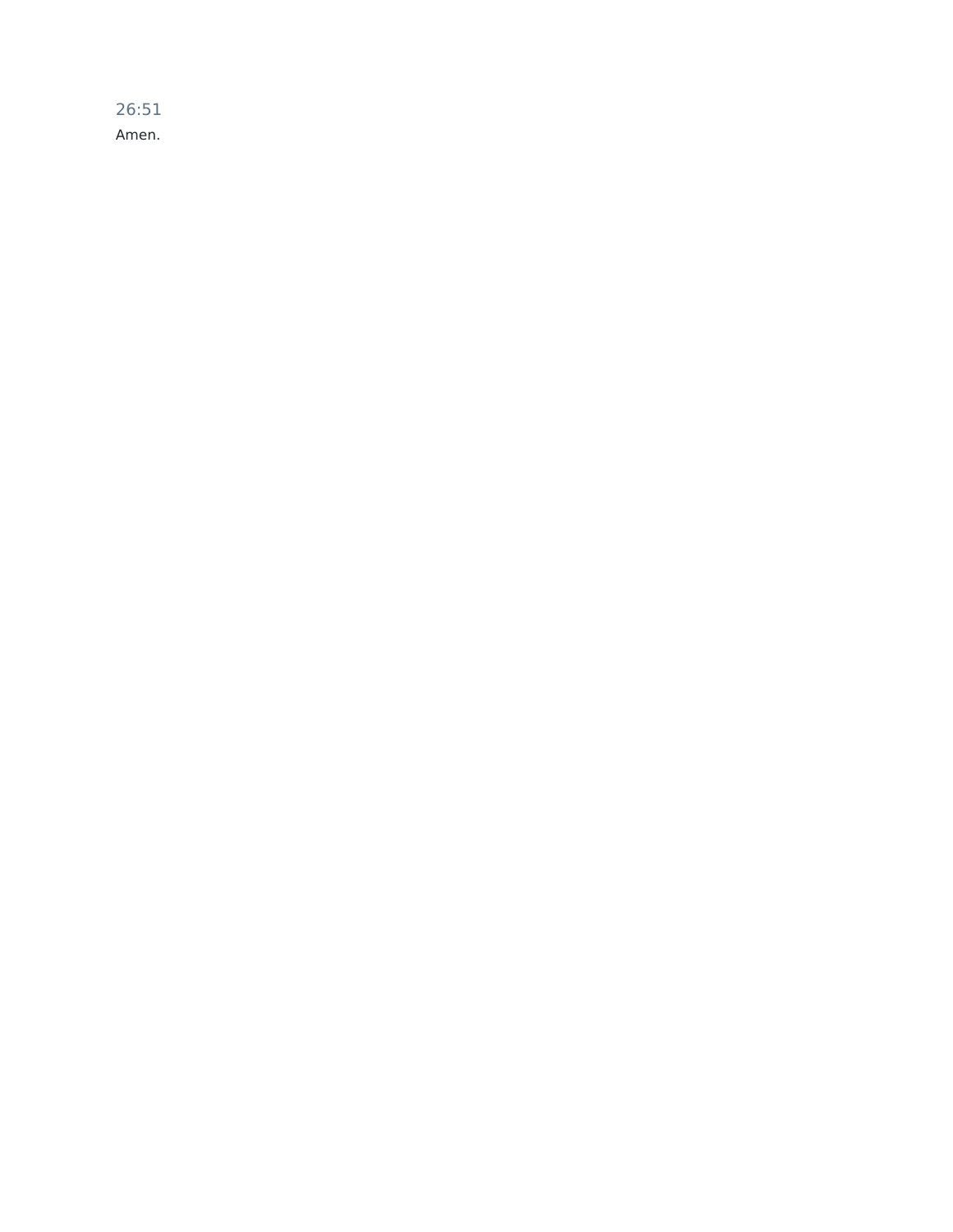26:51

Amen.